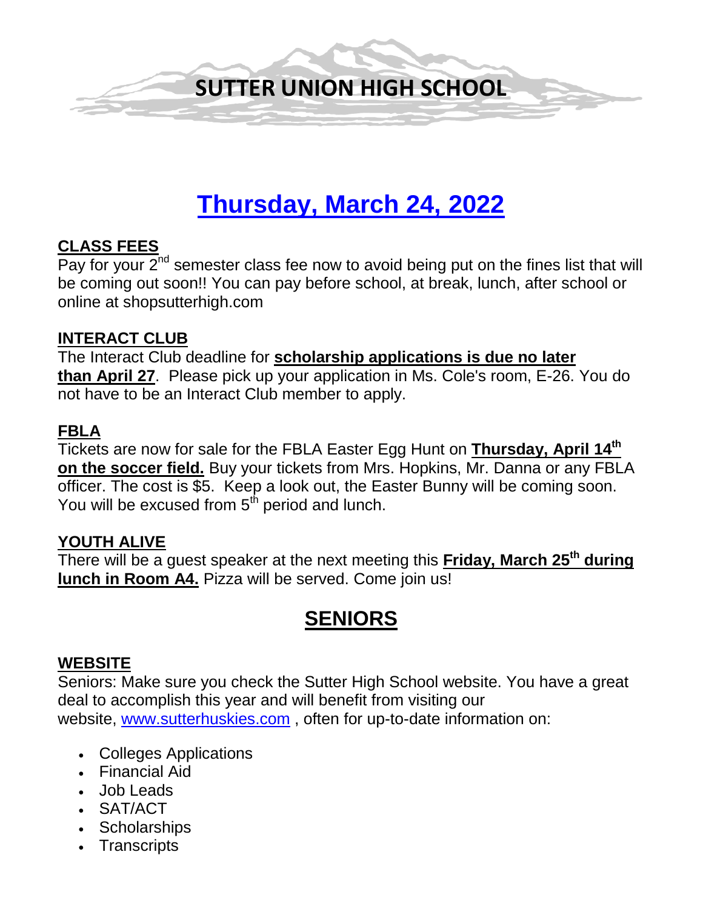# SUTTER UNION HIGH SCHOOL

# Thursday, March 24, 2022

**CLASS FEES**

Pay for your 2nd semester class fee now to avoid being put on the fines list that will be coming out soon!! You can pay before school, at break, lunch, after school or online at shopsutterhigh.com

**INTERACT CLUB**

The Interact Club deadline for **scholarship applications is due no later than April 27**. Please pick up your application in Ms. Cole's room, E-26. You do not have to be an Interact Club member to apply.

**FBLA**

Tickets are now for sale for the FBLA Easter Egg Hunt on **Thursday, April 14th on the soccer field.** Buy your tickets from Mrs. Hopkins, Mr. Danna or any FBLA officer. The cost is $5. Keep a look out, the Easter Bunny will be coming soon. You will be excused from 5th period and lunch.

**YOUTH ALIVE**

There will be a guest speaker at the next meeting this **Friday, March 25th during lunch in Room A4.** Pizza will be served. Come join us!

## SENIORS

**WEBSITE**

Seniors: Make sure you check the Sutter High School website. You have a great deal to accomplish this year and will benefit from visiting our website, www.sutterhuskies.com , often for up-to-date information on:

- Colleges Applications
- Financial Aid
- Job Leads
- SAT/ACT
- Scholarships
- Transcripts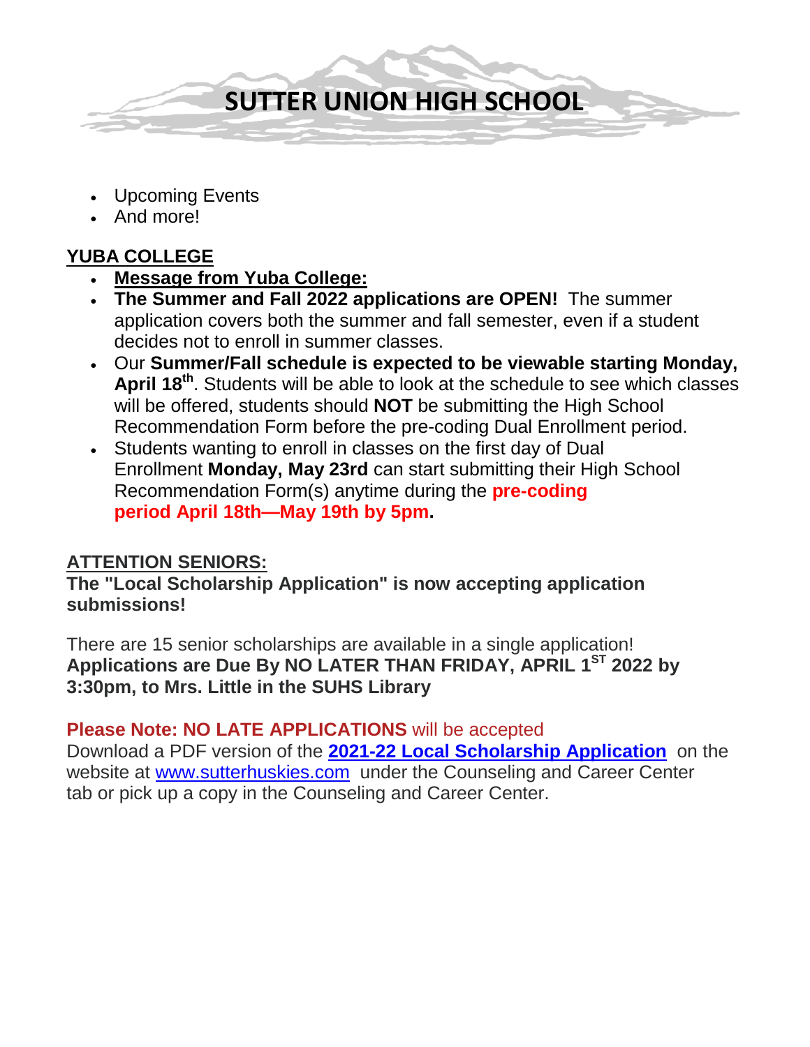# SUTTER UNION HIGH SCHOOL

- Upcoming Events
- And more!

## YUBA COLLEGE

- **Message from Yuba College:**
- **The Summer and Fall 2022 applications are OPEN!** The summer application covers both the summer and fall semester, even if a student decides not to enroll in summer classes.
- Our **Summer/Fall schedule is expected to be viewable starting Monday, April 18th**. Students will be able to look at the schedule to see which classes will be offered, students should **NOT** be submitting the High School Recommendation Form before the pre-coding Dual Enrollment period.
- Students wanting to enroll in classes on the first day of Dual Enrollment **Monday, May 23rd** can start submitting their High School Recommendation Form(s) anytime during the **pre-coding period April 18th—May 19th by 5pm.**

## ATTENTION SENIORS:

**The "Local Scholarship Application" is now accepting application submissions!**

There are 15 senior scholarships are available in a single application!
**Applications are Due By NO LATER THAN FRIDAY, APRIL 1ST 2022 by 3:30pm, to Mrs. Little in the SUHS Library**

**Please Note: NO LATE APPLICATIONS** will be accepted
Download a PDF version of the **2021-22 Local Scholarship Application** on the website at www.sutterhuskies.com under the Counseling and Career Center tab or pick up a copy in the Counseling and Career Center.